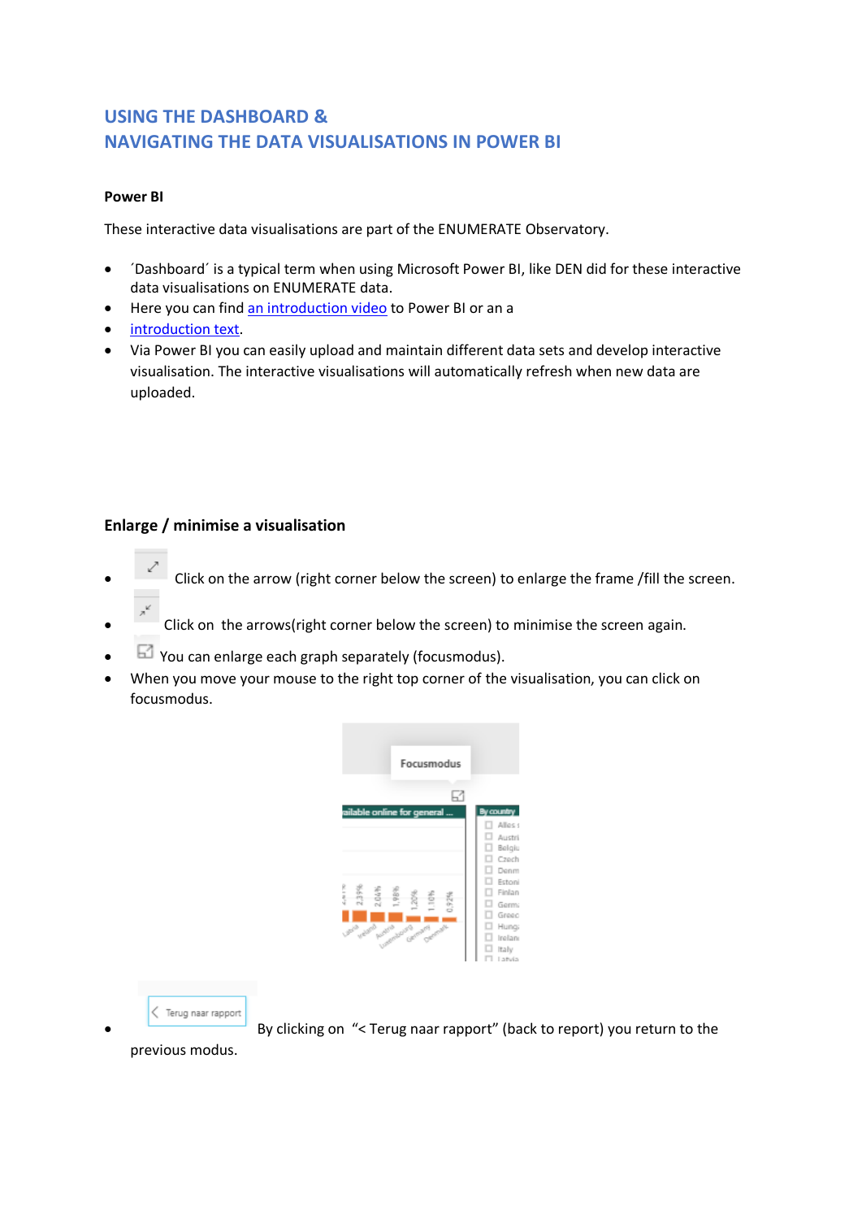## USING THE DASHBOARD & NAVIGATING THE DATA VISUALISATIONS IN POWER BI

### Power BI

These interactive data visualisations are part of the ENUMERATE Observatory.

- ´Dashboard´ is a typical term when using Microsoft Power BI, like DEN did for these interactive data visualisations on ENUMERATE data.
- Here you can find an introduction video to Power BI or an a
- introduction text.
- Via Power BI you can easily upload and maintain different data sets and develop interactive visualisation. The interactive visualisations will automatically refresh when new data are uploaded.

### Enlarge / minimise a visualisation

- Click on the arrow (right corner below the screen) to enlarge the frame /fill the screen.
- Click on the arrows(right corner below the screen) to minimise the screen again.
- You can enlarge each graph separately (focusmodus).
- When you move your mouse to the right top corner of the visualisation, you can click on focusmodus.
- By clicking on "< Terug naar rapport" (back to report) you return to the previous modus.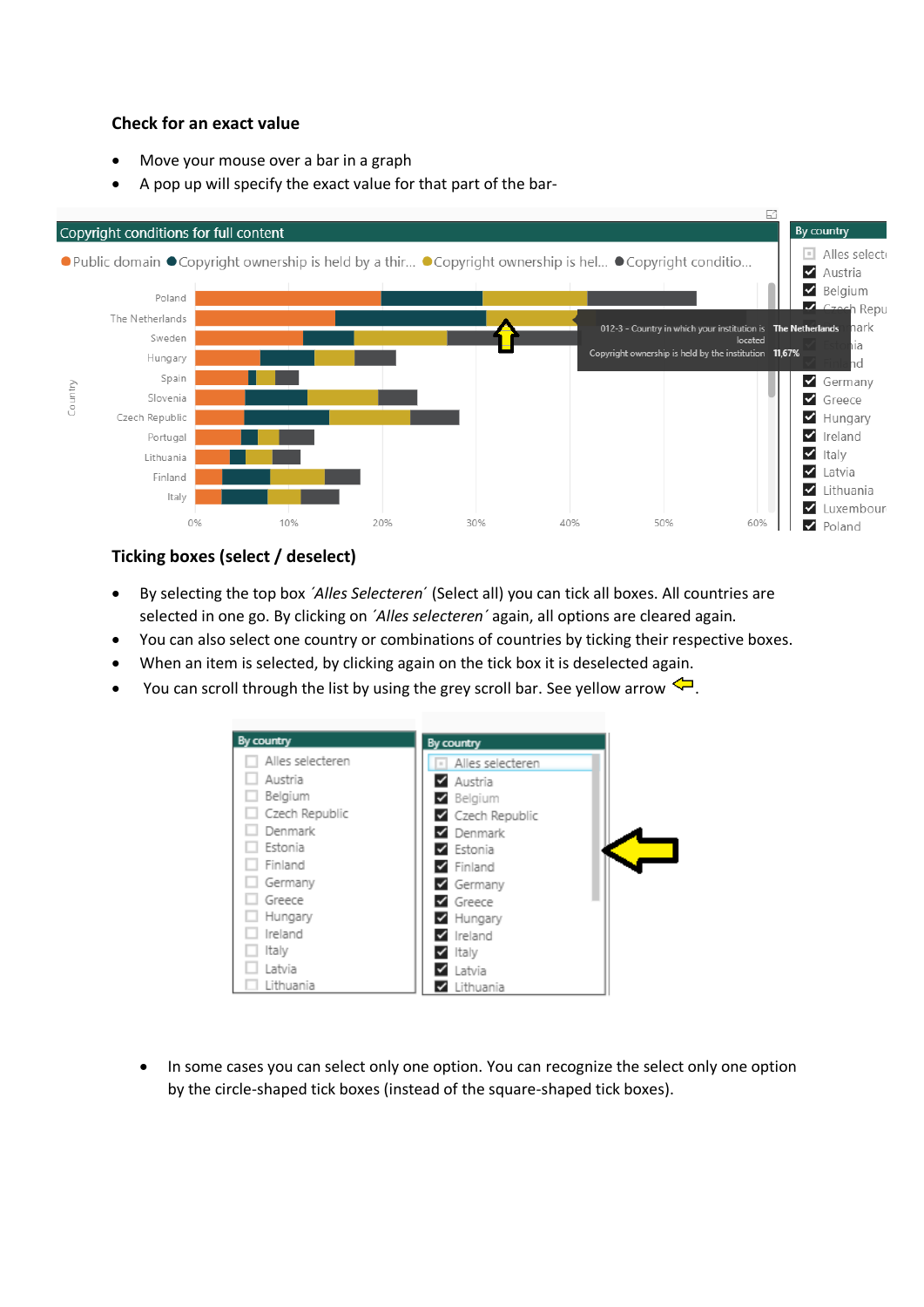**Check for an exact value**

- Move your mouse over a bar in a graph
- A pop up will specify the exact value for that part of the bar-

**Ticking boxes (select / deselect)**

- By selecting the top box *´Alles Selecteren´* (Select all) you can tick all boxes. All countries are selected in one go. By clicking on *´Alles selecteren´* again, all options are cleared again.
- You can also select one country or combinations of countries by ticking their respective boxes.
- When an item is selected, by clicking again on the tick box it is deselected again.
- You can scroll through the list by using the grey scroll bar. See yellow arrow.

- In some cases you can select only one option. You can recognize the select only one option by the circle-shaped tick boxes (instead of the square-shaped tick boxes).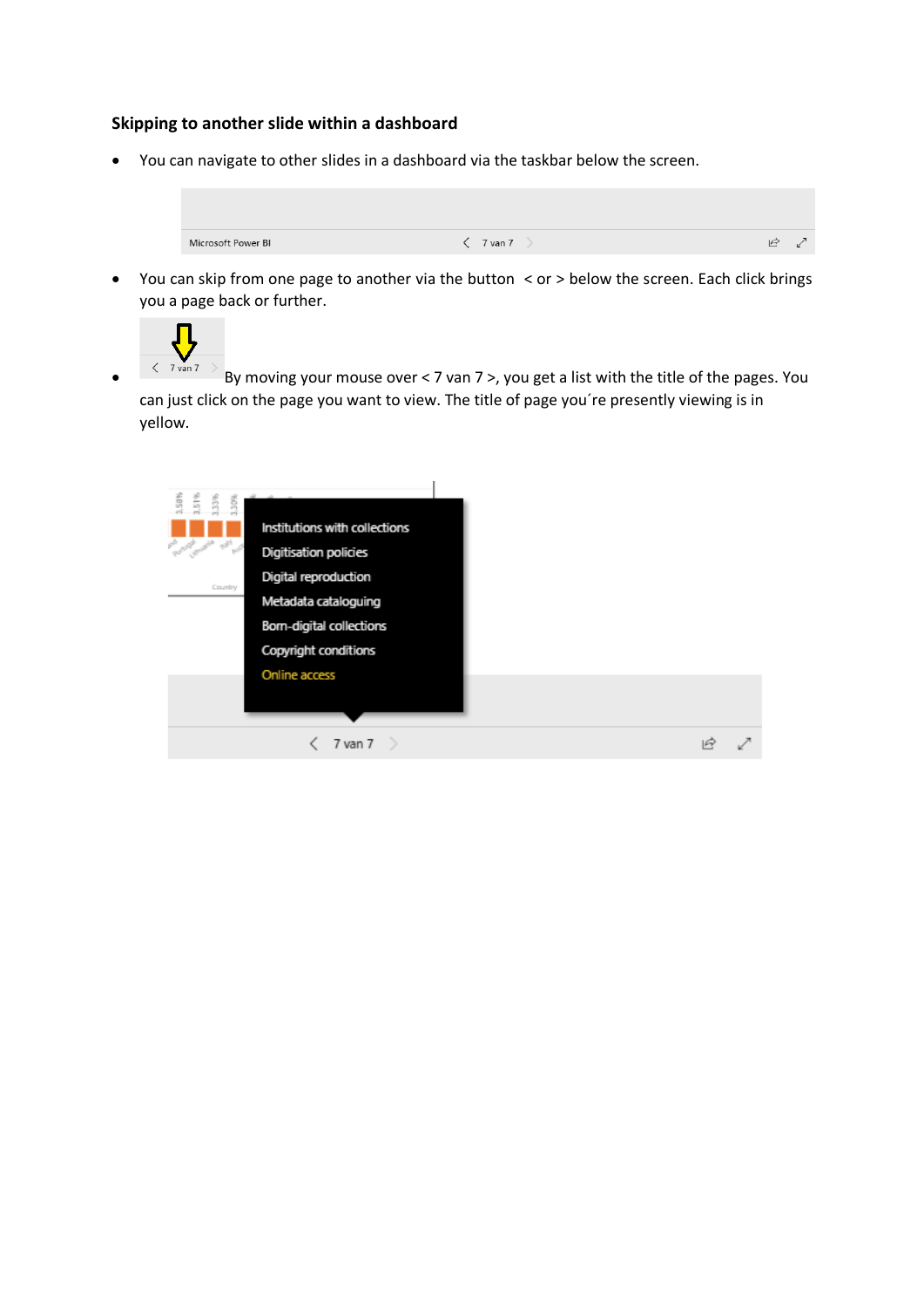**Skipping to another slide within a dashboard**

- You can navigate to other slides in a dashboard via the taskbar below the screen.

- You can skip from one page to another via the button < or > below the screen. Each click brings you a page back or further.

- By moving your mouse over < 7 van 7 >, you get a list with the title of the pages. You can just click on the page you want to view. The title of page you´re presently viewing is in yellow.